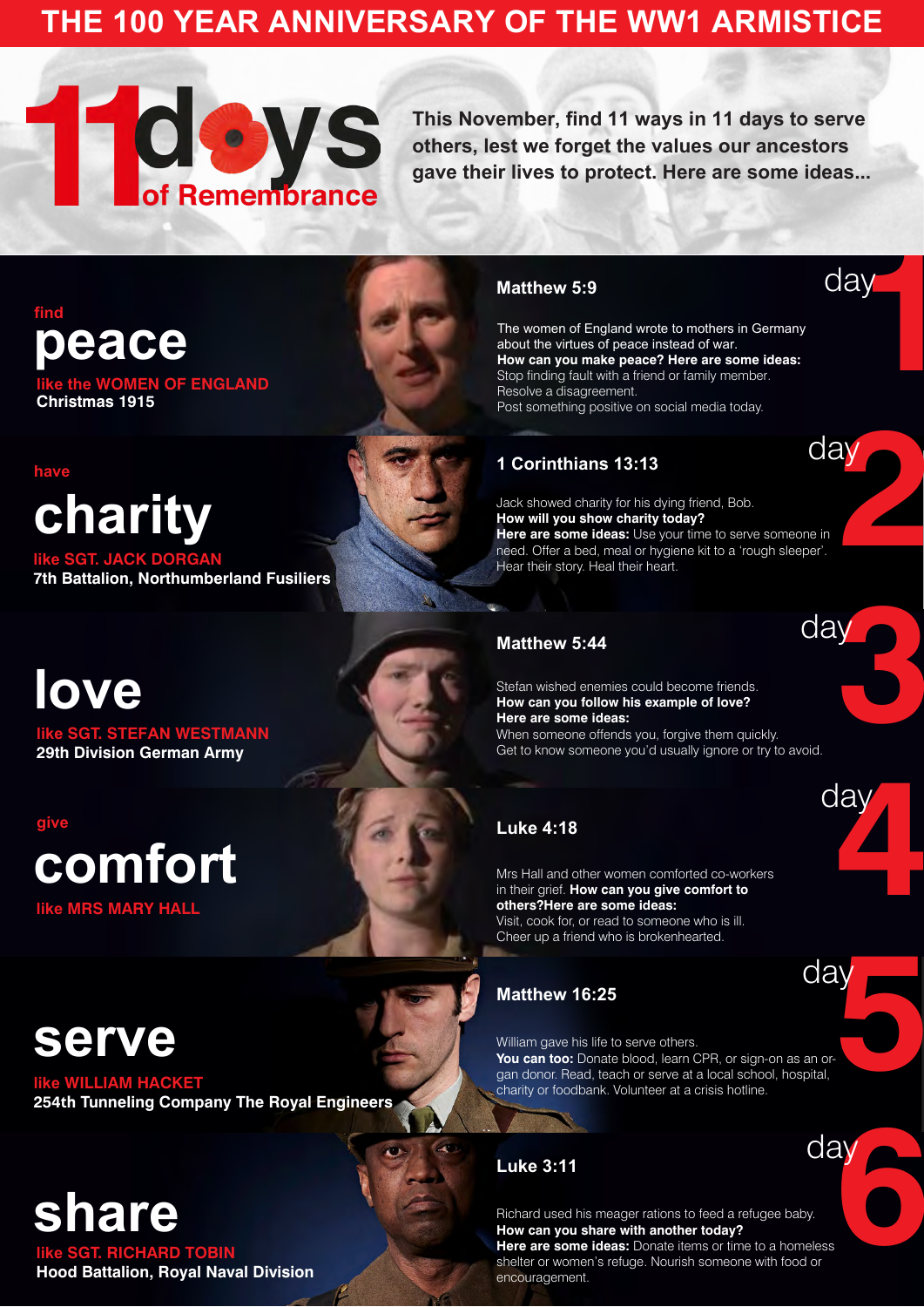# THE 100 YEAR ANNIVERSARY OF THE WW1 ARMISTICE

## 11 days of Remembrance

**This November, find 11 ways in 11 days to serve others, lest we forget the values our ancestors gave their lives to protect. Here are some ideas...**

## day 1

find
### peace
like the WOMEN OF ENGLAND
**Christmas 1915**

**Matthew 5:9**

The women of England wrote to mothers in Germany about the virtues of peace instead of war.
**How can you make peace? Here are some ideas:**
Stop finding fault with a friend or family member.
Resolve a disagreement.
Post something positive on social media today.

## day 2

have
### charity
like SGT. JACK DORGAN
**7th Battalion, Northumberland Fusiliers**

**1 Corinthians 13:13**

Jack showed charity for his dying friend, Bob.
**How will you show charity today?**
**Here are some ideas:** Use your time to serve someone in need. Offer a bed, meal or hygiene kit to a 'rough sleeper'. Hear their story. Heal their heart.

## day 3

### love
like SGT. STEFAN WESTMANN
**29th Division German Army**

**Matthew 5:44**

Stefan wished enemies could become friends.
**How can you follow his example of love?**
**Here are some ideas:**
When someone offends you, forgive them quickly.
Get to know someone you'd usually ignore or try to avoid.

## day 4

give
### comfort
like MRS MARY HALL

**Luke 4:18**

Mrs Hall and other women comforted co-workers in their grief. **How can you give comfort to others?Here are some ideas:**
Visit, cook for, or read to someone who is ill.
Cheer up a friend who is brokenhearted.

## day 5

### serve
like WILLIAM HACKET
**254th Tunneling Company The Royal Engineers**

**Matthew 16:25**

William gave his life to serve others.
**You can too:** Donate blood, learn CPR, or sign-on as an organ donor. Read, teach or serve at a local school, hospital, charity or foodbank. Volunteer at a crisis hotline.

## day 6

### share
like SGT. RICHARD TOBIN
**Hood Battalion, Royal Naval Division**

**Luke 3:11**

Richard used his meager rations to feed a refugee baby.
**How can you share with another today?**
**Here are some ideas:** Donate items or time to a homeless shelter or women's refuge. Nourish someone with food or encouragement.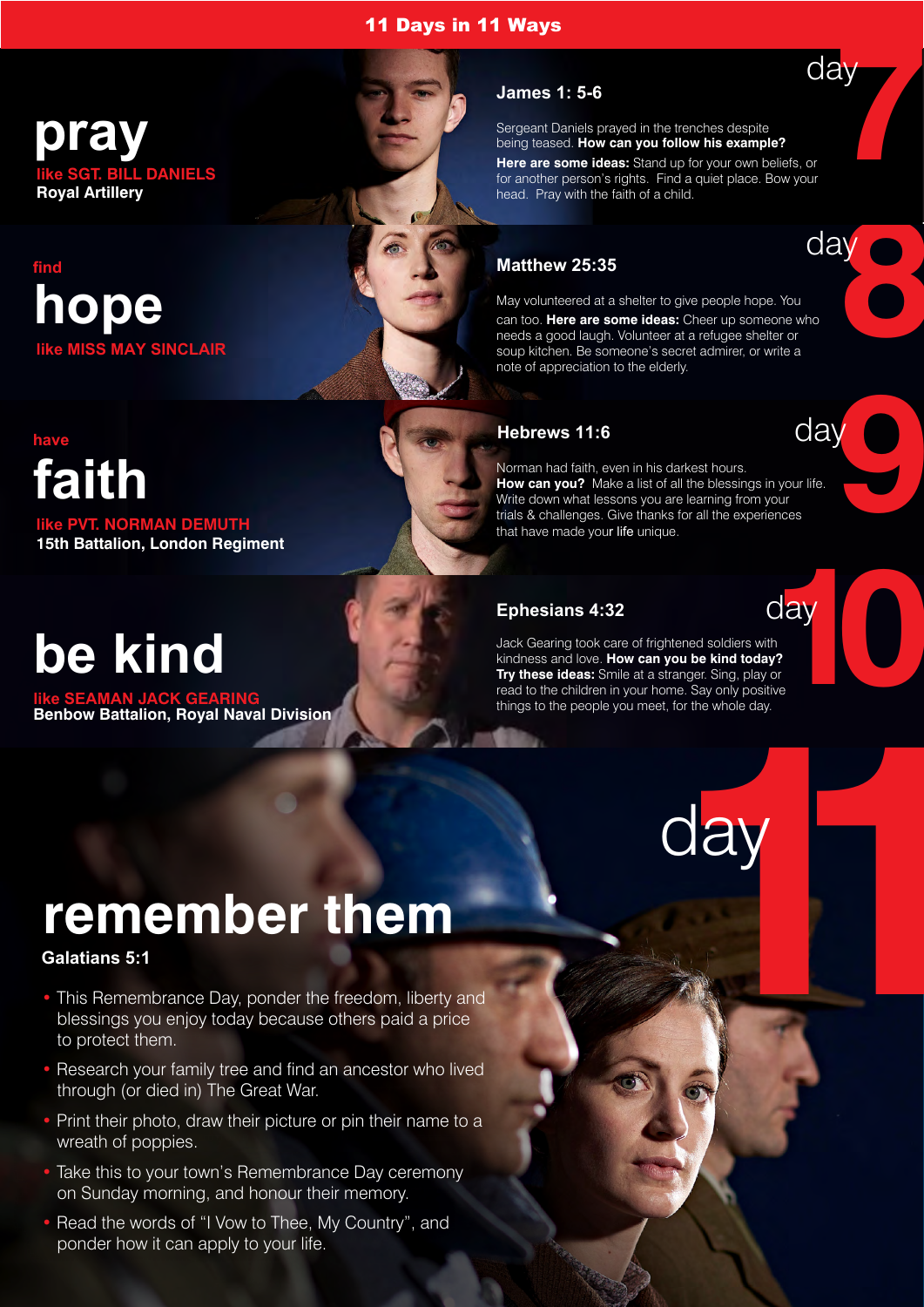# 11 Days in 11 Ways

## pray

like SGT. BILL DANIELS
**Royal Artillery**

### day 7

**James 1: 5-6**

Sergeant Daniels prayed in the trenches despite being teased. **How can you follow his example?**

**Here are some ideas:** Stand up for your own beliefs, or for another person's rights. Find a quiet place. Bow your head. Pray with the faith of a child.

## find hope

like MISS MAY SINCLAIR

### day 8

**Matthew 25:35**

May volunteered at a shelter to give people hope. You can too. **Here are some ideas:** Cheer up someone who needs a good laugh. Volunteer at a refugee shelter or soup kitchen. Be someone's secret admirer, or write a note of appreciation to the elderly.

## have faith

like PVT. NORMAN DEMUTH
**15th Battalion, London Regiment**

### day 9

**Hebrews 11:6**

Norman had faith, even in his darkest hours.
**How can you?** Make a list of all the blessings in your life. Write down what lessons you are learning from your trials & challenges. Give thanks for all the experiences that have made your life unique.

## be kind

like SEAMAN JACK GEARING
**Benbow Battalion, Royal Naval Division**

### day 10

**Ephesians 4:32**

Jack Gearing took care of frightened soldiers with kindness and love. **How can you be kind today? Try these ideas:** Smile at a stranger. Sing, play or read to the children in your home. Say only positive things to the people you meet, for the whole day.

### day 11

## remember them

**Galatians 5:1**

- This Remembrance Day, ponder the freedom, liberty and blessings you enjoy today because others paid a price to protect them.
- Research your family tree and find an ancestor who lived through (or died in) The Great War.
- Print their photo, draw their picture or pin their name to a wreath of poppies.
- Take this to your town's Remembrance Day ceremony on Sunday morning, and honour their memory.
- Read the words of "I Vow to Thee, My Country", and ponder how it can apply to your life.